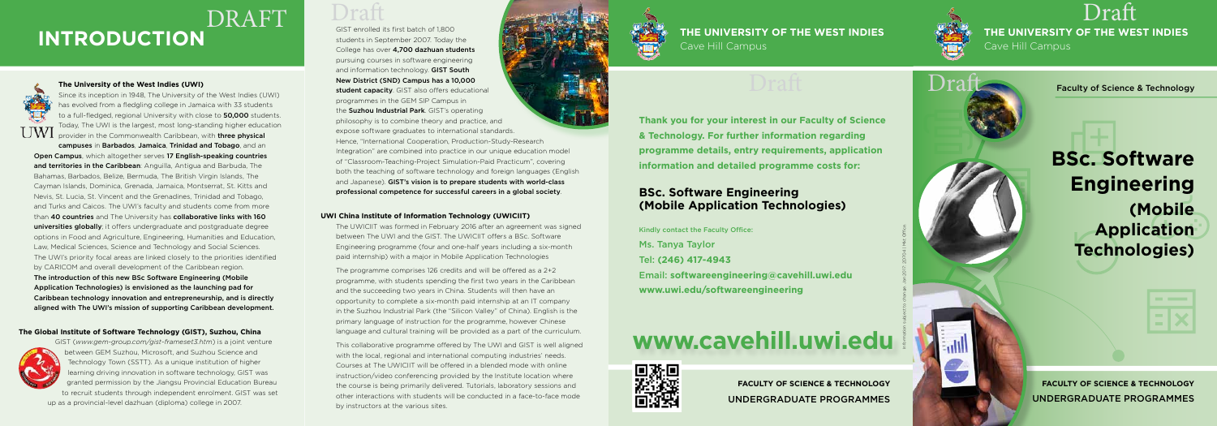# INTRODUCTION

DRAFT

### The University of the West Indies (UWI)

Since its inception in 1948, The University of the West Indies (UWI) has evolved from a fledgling college in Jamaica with 33 students to a full-fledged, regional University with close to **50,000** students. Today, The UWI is the largest, most long-standing higher education provider in the Commonwealth Caribbean, with **three physical campuses** in **Barbados**, **Jamaica**, **Trinidad and Tobago**, and an **Open Campus**, which altogether serves **17 English-speaking countries and territories in the Caribbean**: Anguilla, Antigua and Barbuda, The Bahamas, Barbados, Belize, Bermuda, The British Virgin Islands, The Cayman Islands, Dominica, Grenada, Jamaica, Montserrat, St. Kitts and Nevis, St. Lucia, St. Vincent and the Grenadines, Trinidad and Tobago, and Turks and Caicos. The UWI's faculty and students come from more than **40 countries** and The University has **collaborative links with 160 universities globally**; it offers undergraduate and postgraduate degree options in Food and Agriculture, Engineering, Humanities and Education, Law, Medical Sciences, Science and Technology and Social Sciences. The UWI's priority focal areas are linked closely to the priorities identified by CARICOM and overall development of the Caribbean region.

**The introduction of this new BSc Software Engineering (Mobile Application Technologies) is envisioned as the launching pad for Caribbean technology innovation and entrepreneurship, and is directly aligned with The UWI's mission of supporting Caribbean development.**

### The Global Institute of Software Technology (GIST), Suzhou, China

GIST (*www.gem-group.com/gist-frameset3.htm*) is a joint venture between GEM Suzhou, Microsoft, and Suzhou Science and Technology Town (SSTT). As a unique institution of higher learning driving innovation in software technology, GIST was granted permission by the Jiangsu Provincial Education Bureau to recruit students through independent enrolment. GIST was set up as a provincial-level dazhuan (diploma) college in 2007.

Draft

GIST enrolled its first batch of 1,800 students in September 2007. Today the College has over **4,700 dazhuan students** pursuing courses in software engineering and information technology. **GIST South New District (SND) Campus has a 10,000 student capacity**. GIST also offers educational programmes in the GEM SIP Campus in the **Suzhou Industrial Park**. GIST's operating philosophy is to combine theory and practice, and expose software graduates to international standards. Hence, "International Cooperation, Production-Study-Research Integration" are combined into practice in our unique education model of "Classroom-Teaching-Project Simulation-Paid Practicum", covering both the teaching of software technology and foreign languages (English and Japanese). **GIST's vision is to prepare students with world-class professional competence for successful careers in a global society**.

### UWI China Institute of Information Technology (UWICIIT)

The UWICIIT was formed in February 2016 after an agreement was signed between The UWI and the GIST. The UWICIIT offers a BSc. Software Engineering programme (four and one-half years including a six-month paid internship) with a major in Mobile Application Technologies

The programme comprises 126 credits and will be offered as a 2+2 programme, with students spending the first two years in the Caribbean and the succeeding two years in China. Students will then have an opportunity to complete a six-month paid internship at an IT company in the Suzhou Industrial Park (the "Silicon Valley" of China). English is the primary language of instruction for the programme, however Chinese language and cultural training will be provided as a part of the curriculum.

This collaborative programme offered by The UWI and GIST is well aligned with the local, regional and international computing industries' needs. Courses at The UWICIIT will be offered in a blended mode with online instruction/video conferencing provided by the Institute location where the course is being primarily delivered. Tutorials, laboratory sessions and other interactions with students will be conducted in a face-to-face mode by instructors at the various sites.

**THE UNIVERSITY OF THE WEST INDIES**
Cave Hill Campus

Draft

**Thank you for your interest in our Faculty of Science & Technology. For further information regarding programme details, entry requirements, application information and detailed programme costs for:**

## BSc. Software Engineering (Mobile Application Technologies)

Kindly contact the Faculty Office:

Ms. Tanya Taylor

Tel: **(246) 417-4943**

Email: **softwareengineering@cavehill.uwi.edu**

**www.uwi.edu/softwareengineering**

Information subject to change. Jan 2017. 2017/04 | Mkt. Office

# www.cavehill.uwi.edu

**FACULTY OF SCIENCE & TECHNOLOGY**
UNDERGRADUATE PROGRAMMES

Draft

**THE UNIVERSITY OF THE WEST INDIES**
Cave Hill Campus

Draft

Faculty of Science & Technology

# BSc. Software Engineering (Mobile Application Technologies)

**FACULTY OF SCIENCE & TECHNOLOGY**
UNDERGRADUATE PROGRAMMES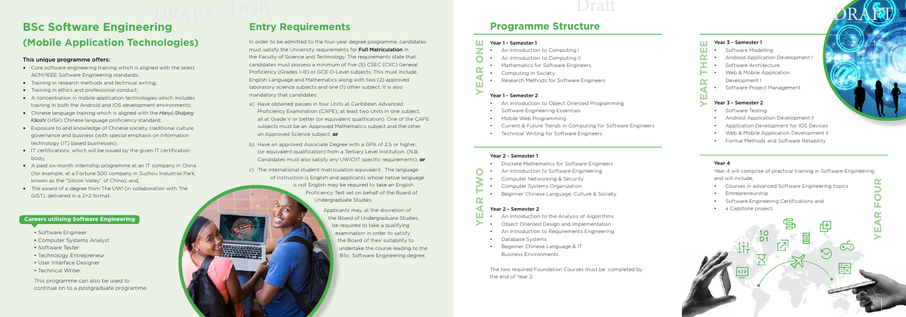# BSc Software Engineering (Mobile Application Technologies)

### This unique programme offers:

- Core software engineering training which is aligned with the latest ACM/IEEE Software Engineering standards;
- Training in research methods and technical writing;
- Training in ethics and professional conduct;
- A concentration in mobile application technologies which includes training in both the Android and iOS development environments;
- Chinese language training which is aligned with the *Hanyŭ Shuĭpíng Kăoshì* (HSK) Chinese language proficiency standard;
- Exposure to and knowledge of Chinese society, traditional culture, governance and business (with special emphasis on information technology (IT) based businesses);
- IT certifications, which will be issued by the given IT certification body;
- A paid six-month internship programme at an IT company in China (for example, at a Fortune 500 company in Suzhou Industrial Park, known as the "Silicon Valley" of China); and,
- The award of a degree from The UWI (in collaboration with The GIST), delivered in a 2+2 format.

### Careers utilising Software Engineering

- Software Engineer
- Computer Systems Analyst
- Software Tester
- Technology Entrepreneur
- User Interface Designer
- Technical Writer.

This programme can also be used to continue on to a postgraduate programme.

## Entry Requirements

In order to be admitted to the four-year degree programme, candidates must satisfy the University requirements for **Full Matriculation** in the Faculty of Science and Technology. The requirements state that candidates must possess a minimum of five (5) CSEC (CXC) General Proficiency (Grades I-III) or GCE O-Level subjects. This must include English Language and Mathematics along with two (2) approved laboratory science subjects and one (1) other subject. It is also mandatory that candidates:

a) Have obtained passes in four Units at Caribbean Advanced Proficiency Examination (CAPE), at least two Units in one subject, all at Grade V or better (or equivalent qualification). One of the CAPE subjects must be an Approved Mathematics subject and the other an Approved Science subject. **or**

b) Have an approved Associate Degree with a GPA of 2.5 or higher, (or equivalent qualification) from a Tertiary Level Institution. (N.B. Candidates must also satisfy any UWICIIT specific requirements). **or**

c) The international student matriculation equivalent. The language of instruction is English and applicants whose native language is not English may be required to take an English Proficiency Test set on behalf of the Board of Undergraduate Studies.

Applicants may, at the discretion of the Board of Undergraduate Studies, be required to take a qualifying examination in order to satisfy the Board of their suitability to undertake the course leading to the BSc. Software Engineering degree.

## Programme Structure

### YEAR ONE

#### Year 1 - Semester 1

- An Introduction to Computing I
- An Introduction to Computing II
- Mathematics for Software Engineers
- Computing in Society
- Research Methods for Software Engineers

#### Year 1 - Semester 2

- An Introduction to Object Oriented Programming
- Software Engineering Essentials
- Mobile Web Programming
- Current & Future Trends in Computing for Software Engineers
- Technical Writing for Software Engineers

### YEAR TWO

#### Year 2 - Semester 1

- Discrete Mathematics for Software Engineers
- An Introduction to Software Engineering
- Computer Networking & Security
- Computer Systems Organization
- Beginner Chinese Language, Culture & Society

#### Year 2 - Semester 2

- An Introduction to the Analysis of Algorithms
- Object Oriented Design and Implementation
- An Introduction to Requirements Engineering
- Database Systems
- Beginner Chinese Language & IT Business Environments

The two required Foundation Courses must be completed by the end of Year 2.

### YEAR THREE

#### Year 3 - Semester 1

- Software Modelling
- Android Application Development I
- Software Architecture
- Web & Mobile Application Development I
- Software Project Management

#### Year 3 - Semester 2

- Software Testing
- Android Application Development II
- Application Development for IOS Devices
- Web & Mobile Application Development II
- Formal Methods and Software Reliability

### YEAR FOUR

#### Year 4

Year 4 will comprise of practical training in Software Engineering and will include;

- Courses in advanced Software Engineering topics
- Entrepreneurship
- Software Engineering Certifications and
- a Capstone project.